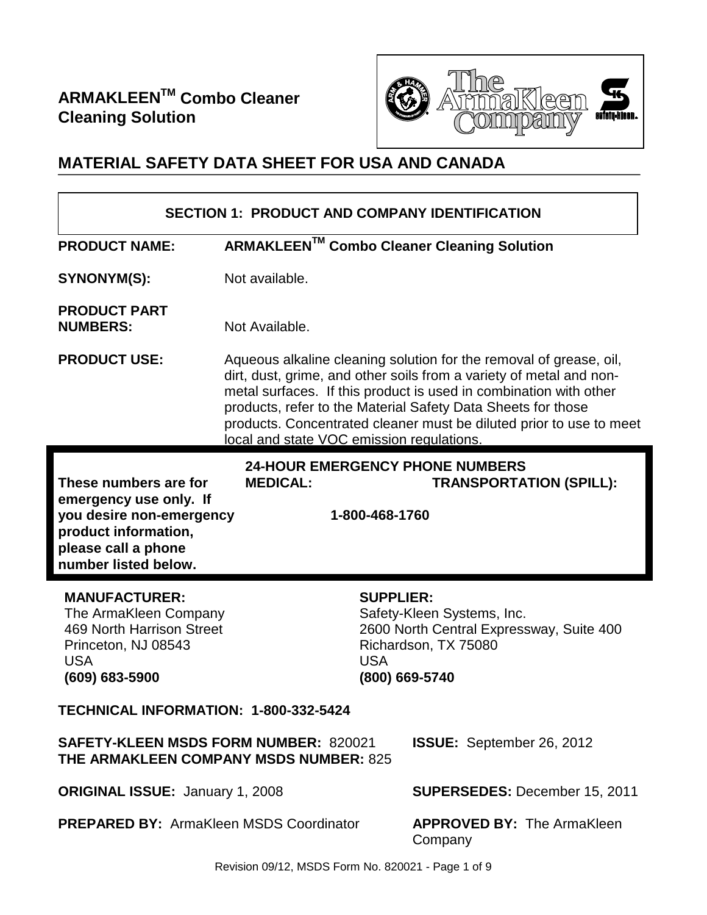# ARMAKLEEN[TM] Combo Cleaner Cleaning Solution

## MATERIAL SAFETY DATA SHEET FOR USA AND CANADA

### SECTION 1: PRODUCT AND COMPANY IDENTIFICATION

**PRODUCT NAME:** **ARMAKLEEN[TM] Combo Cleaner Cleaning Solution**

**SYNONYM(S):** Not available.

**PRODUCT PART NUMBERS:** Not Available.

**PRODUCT USE:** Aqueous alkaline cleaning solution for the removal of grease, oil, dirt, dust, grime, and other soils from a variety of metal and non-metal surfaces. If this product is used in combination with other products, refer to the Material Safety Data Sheets for those products. Concentrated cleaner must be diluted prior to use to meet local and state VOC emission regulations.

**24-HOUR EMERGENCY PHONE NUMBERS**

**These numbers are for emergency use only. If you desire non-emergency product information, please call a phone number listed below.**

**MEDICAL:** **TRANSPORTATION (SPILL):**

**1-800-468-1760**

**MANUFACTURER:**
The ArmaKleen Company
469 North Harrison Street
Princeton, NJ 08543
USA
**(609) 683-5900**

**SUPPLIER:**
Safety-Kleen Systems, Inc.
2600 North Central Expressway, Suite 400
Richardson, TX 75080
USA
**(800) 669-5740**

**TECHNICAL INFORMATION: 1-800-332-5424**

**SAFETY-KLEEN MSDS FORM NUMBER:** 820021
**THE ARMAKLEEN COMPANY MSDS NUMBER:** 825

**ISSUE:** September 26, 2012

**ORIGINAL ISSUE:** January 1, 2008

**SUPERSEDES:** December 15, 2011

**PREPARED BY:** ArmaKleen MSDS Coordinator

**APPROVED BY:** The ArmaKleen Company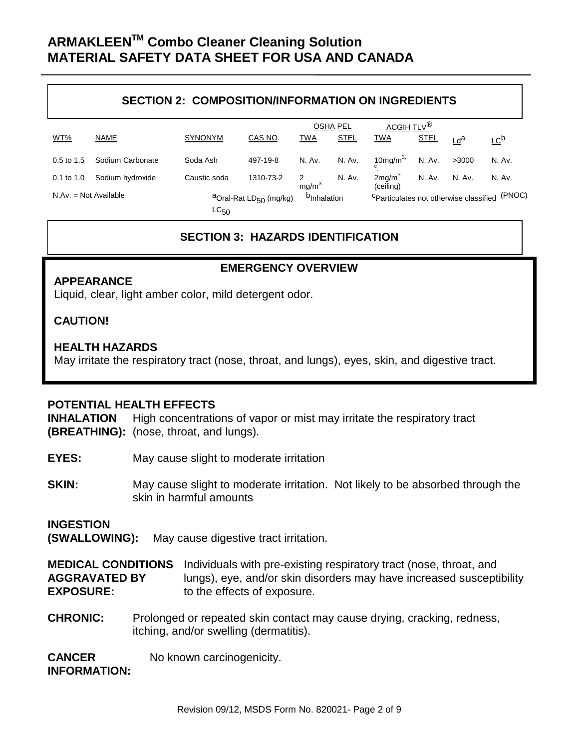## SECTION 2: COMPOSITION/INFORMATION ON INGREDIENTS

| WT% | NAME | SYNONYM | CAS NO. | OSHA PEL TWA | OSHA PEL STEL | ACGIH TLV® TWA | ACGIH TLV® STEL | Ld[a] | LC[b] |
|---|---|---|---|---|---|---|---|---|---|
| 0.5 to 1.5 | Sodium Carbonate | Soda Ash | 497-19-8 | N. Av. | N. Av. | 10mg/m$^3$,[c] | N. Av. | >3000 | N. Av. |
| 0.1 to 1.0 | Sodium hydroxide | Caustic soda | 1310-73-2 | 2 mg/m$^3$ | N. Av. | 2mg/m$^3$ (ceiling) | N. Av. | N. Av. | N. Av. |

N.Av. = Not Available    [a]Oral-Rat $LD_{50}$ (mg/kg) $LC_{50}$    [b]Inhalation    [c]Particulates not otherwise classified (PNOC)

## SECTION 3: HAZARDS IDENTIFICATION

### EMERGENCY OVERVIEW

**APPEARANCE**
Liquid, clear, light amber color, mild detergent odor.

**CAUTION!**

**HEALTH HAZARDS**
May irritate the respiratory tract (nose, throat, and lungs), eyes, skin, and digestive tract.

### POTENTIAL HEALTH EFFECTS

**INHALATION (BREATHING):** High concentrations of vapor or mist may irritate the respiratory tract (nose, throat, and lungs).

**EYES:** May cause slight to moderate irritation

**SKIN:** May cause slight to moderate irritation. Not likely to be absorbed through the skin in harmful amounts

**INGESTION (SWALLOWING):** May cause digestive tract irritation.

**MEDICAL CONDITIONS AGGRAVATED BY EXPOSURE:** Individuals with pre-existing respiratory tract (nose, throat, and lungs), eye, and/or skin disorders may have increased susceptibility to the effects of exposure.

**CHRONIC:** Prolonged or repeated skin contact may cause drying, cracking, redness, itching, and/or swelling (dermatitis).

**CANCER INFORMATION:** No known carcinogenicity.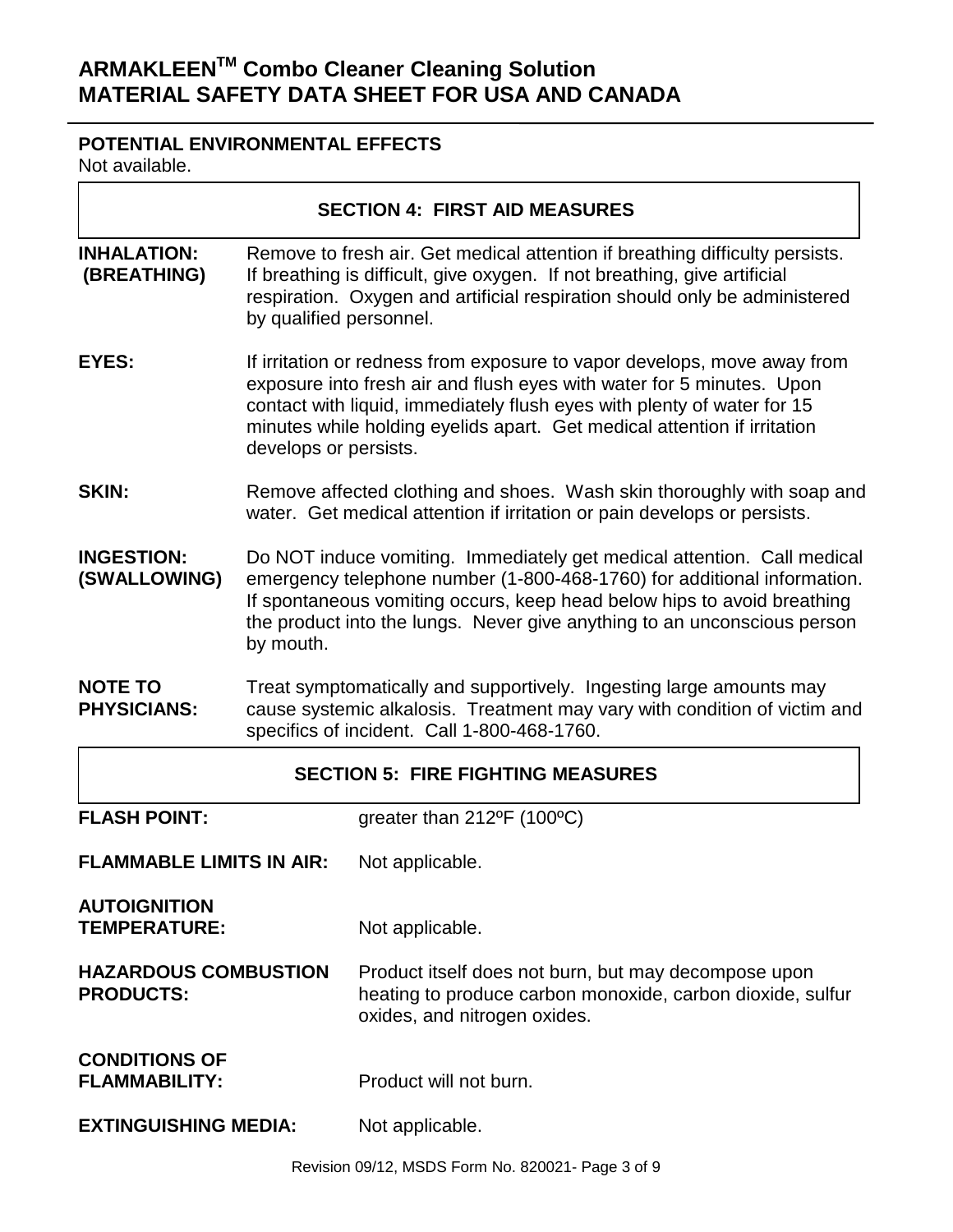**POTENTIAL ENVIRONMENTAL EFFECTS**

Not available.

## SECTION 4: FIRST AID MEASURES

**INHALATION: (BREATHING)** Remove to fresh air. Get medical attention if breathing difficulty persists. If breathing is difficult, give oxygen. If not breathing, give artificial respiration. Oxygen and artificial respiration should only be administered by qualified personnel.

**EYES:** If irritation or redness from exposure to vapor develops, move away from exposure into fresh air and flush eyes with water for 5 minutes. Upon contact with liquid, immediately flush eyes with plenty of water for 15 minutes while holding eyelids apart. Get medical attention if irritation develops or persists.

**SKIN:** Remove affected clothing and shoes. Wash skin thoroughly with soap and water. Get medical attention if irritation or pain develops or persists.

**INGESTION: (SWALLOWING)** Do NOT induce vomiting. Immediately get medical attention. Call medical emergency telephone number (1-800-468-1760) for additional information. If spontaneous vomiting occurs, keep head below hips to avoid breathing the product into the lungs. Never give anything to an unconscious person by mouth.

**NOTE TO PHYSICIANS:** Treat symptomatically and supportively. Ingesting large amounts may cause systemic alkalosis. Treatment may vary with condition of victim and specifics of incident. Call 1-800-468-1760.

## SECTION 5: FIRE FIGHTING MEASURES

**FLASH POINT:** greater than 212ºF (100ºC)

**FLAMMABLE LIMITS IN AIR:** Not applicable.

**AUTOIGNITION TEMPERATURE:** Not applicable.

**HAZARDOUS COMBUSTION PRODUCTS:** Product itself does not burn, but may decompose upon heating to produce carbon monoxide, carbon dioxide, sulfur oxides, and nitrogen oxides.

**CONDITIONS OF FLAMMABILITY:** Product will not burn.

**EXTINGUISHING MEDIA:** Not applicable.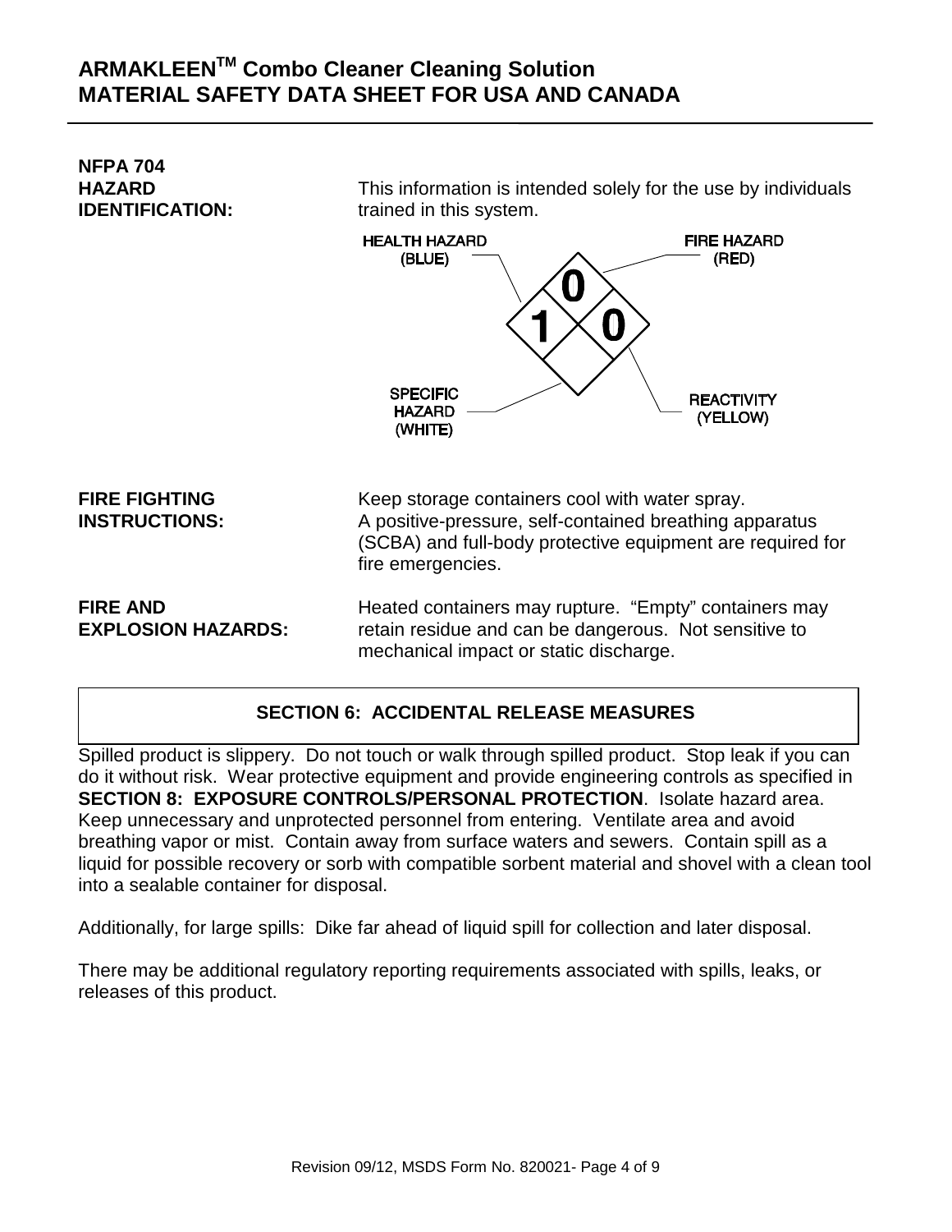**NFPA 704 HAZARD IDENTIFICATION:** This information is intended solely for the use by individuals trained in this system.

| Hazard | Rating |
| --- | --- |
| HEALTH HAZARD (BLUE) | 1 |
| FIRE HAZARD (RED) | 0 |
| REACTIVITY (YELLOW) | 0 |
| SPECIFIC HAZARD (WHITE) | |

**FIRE FIGHTING INSTRUCTIONS:** Keep storage containers cool with water spray. A positive-pressure, self-contained breathing apparatus (SCBA) and full-body protective equipment are required for fire emergencies.

**FIRE AND EXPLOSION HAZARDS:** Heated containers may rupture. "Empty" containers may retain residue and can be dangerous. Not sensitive to mechanical impact or static discharge.

## SECTION 6: ACCIDENTAL RELEASE MEASURES

Spilled product is slippery. Do not touch or walk through spilled product. Stop leak if you can do it without risk. Wear protective equipment and provide engineering controls as specified in **SECTION 8: EXPOSURE CONTROLS/PERSONAL PROTECTION**. Isolate hazard area. Keep unnecessary and unprotected personnel from entering. Ventilate area and avoid breathing vapor or mist. Contain away from surface waters and sewers. Contain spill as a liquid for possible recovery or sorb with compatible sorbent material and shovel with a clean tool into a sealable container for disposal.

Additionally, for large spills: Dike far ahead of liquid spill for collection and later disposal.

There may be additional regulatory reporting requirements associated with spills, leaks, or releases of this product.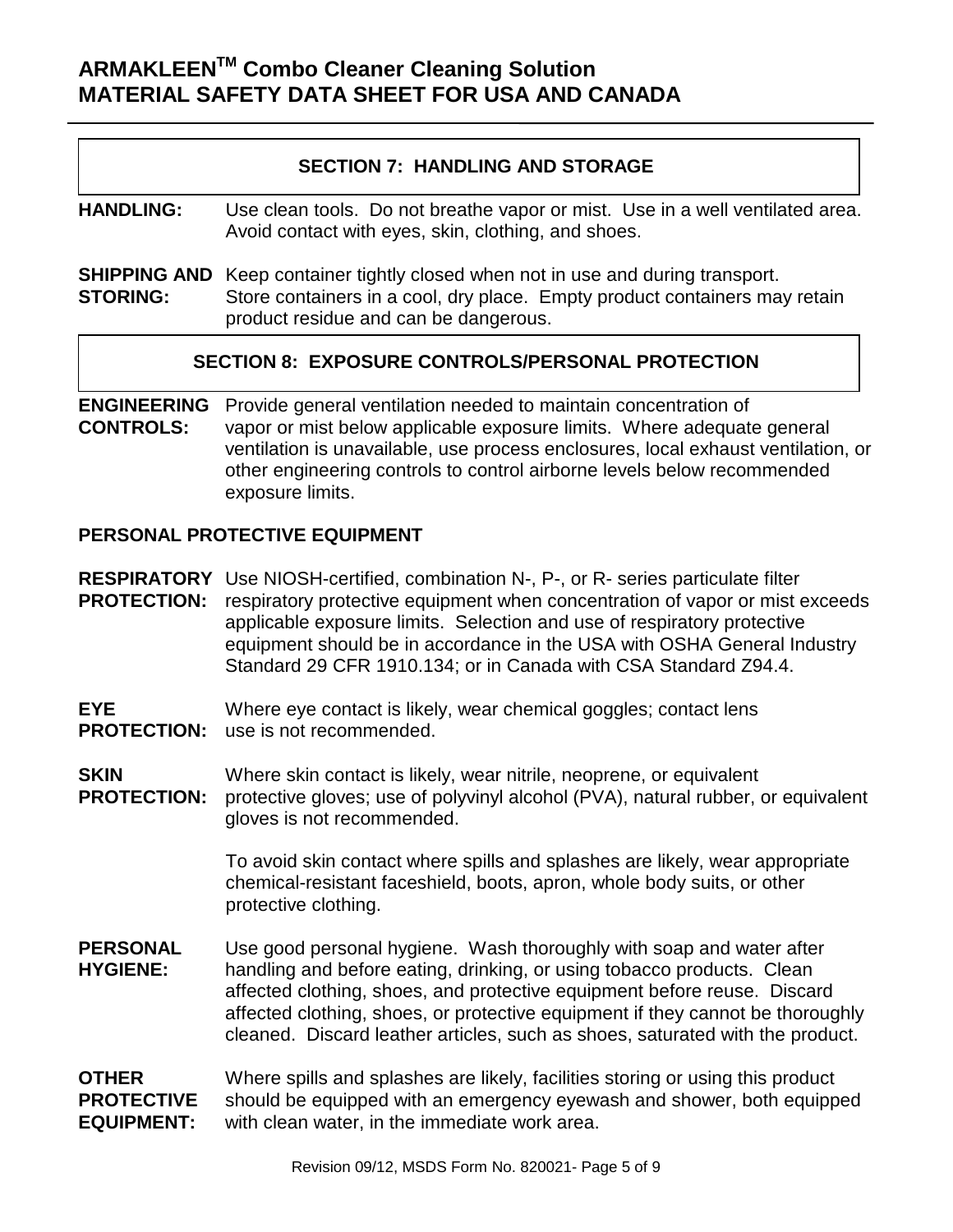## SECTION 7: HANDLING AND STORAGE

**HANDLING:** Use clean tools. Do not breathe vapor or mist. Use in a well ventilated area. Avoid contact with eyes, skin, clothing, and shoes.

**SHIPPING AND STORING:** Keep container tightly closed when not in use and during transport. Store containers in a cool, dry place. Empty product containers may retain product residue and can be dangerous.

## SECTION 8: EXPOSURE CONTROLS/PERSONAL PROTECTION

**ENGINEERING CONTROLS:** Provide general ventilation needed to maintain concentration of vapor or mist below applicable exposure limits. Where adequate general ventilation is unavailable, use process enclosures, local exhaust ventilation, or other engineering controls to control airborne levels below recommended exposure limits.

### PERSONAL PROTECTIVE EQUIPMENT

**RESPIRATORY PROTECTION:** Use NIOSH-certified, combination N-, P-, or R- series particulate filter respiratory protective equipment when concentration of vapor or mist exceeds applicable exposure limits. Selection and use of respiratory protective equipment should be in accordance in the USA with OSHA General Industry Standard 29 CFR 1910.134; or in Canada with CSA Standard Z94.4.

**EYE PROTECTION:** Where eye contact is likely, wear chemical goggles; contact lens use is not recommended.

**SKIN PROTECTION:** Where skin contact is likely, wear nitrile, neoprene, or equivalent protective gloves; use of polyvinyl alcohol (PVA), natural rubber, or equivalent gloves is not recommended.

To avoid skin contact where spills and splashes are likely, wear appropriate chemical-resistant faceshield, boots, apron, whole body suits, or other protective clothing.

**PERSONAL HYGIENE:** Use good personal hygiene. Wash thoroughly with soap and water after handling and before eating, drinking, or using tobacco products. Clean affected clothing, shoes, and protective equipment before reuse. Discard affected clothing, shoes, or protective equipment if they cannot be thoroughly cleaned. Discard leather articles, such as shoes, saturated with the product.

**OTHER PROTECTIVE EQUIPMENT:** Where spills and splashes are likely, facilities storing or using this product should be equipped with an emergency eyewash and shower, both equipped with clean water, in the immediate work area.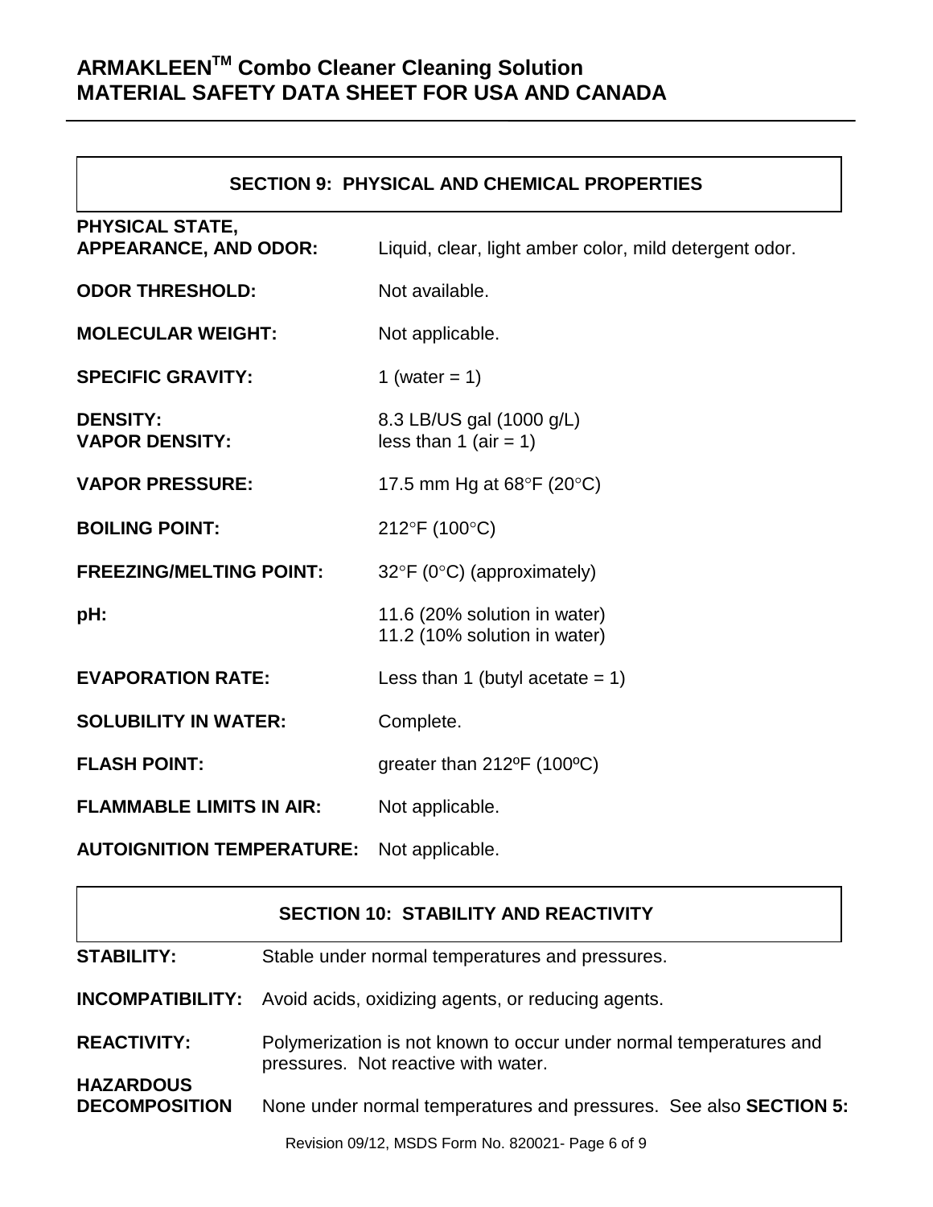## SECTION 9: PHYSICAL AND CHEMICAL PROPERTIES

| | |
|---|---|
| **PHYSICAL STATE, APPEARANCE, AND ODOR:** | Liquid, clear, light amber color, mild detergent odor. |
| **ODOR THRESHOLD:** | Not available. |
| **MOLECULAR WEIGHT:** | Not applicable. |
| **SPECIFIC GRAVITY:** | 1 (water = 1) |
| **DENSITY:** | 8.3 LB/US gal (1000 g/L) |
| **VAPOR DENSITY:** | less than 1 (air = 1) |
| **VAPOR PRESSURE:** | 17.5 mm Hg at 68°F (20°C) |
| **BOILING POINT:** | 212°F (100°C) |
| **FREEZING/MELTING POINT:** | 32°F (0°C) (approximately) |
| **pH:** | 11.6 (20% solution in water)<br>11.2 (10% solution in water) |
| **EVAPORATION RATE:** | Less than 1 (butyl acetate = 1) |
| **SOLUBILITY IN WATER:** | Complete. |
| **FLASH POINT:** | greater than 212ºF (100ºC) |
| **FLAMMABLE LIMITS IN AIR:** | Not applicable. |
| **AUTOIGNITION TEMPERATURE:** | Not applicable. |

## SECTION 10: STABILITY AND REACTIVITY

| | |
|---|---|
| **STABILITY:** | Stable under normal temperatures and pressures. |
| **INCOMPATIBILITY:** | Avoid acids, oxidizing agents, or reducing agents. |
| **REACTIVITY:** | Polymerization is not known to occur under normal temperatures and pressures. Not reactive with water. |
| **HAZARDOUS DECOMPOSITION** | None under normal temperatures and pressures. See also **SECTION 5:** |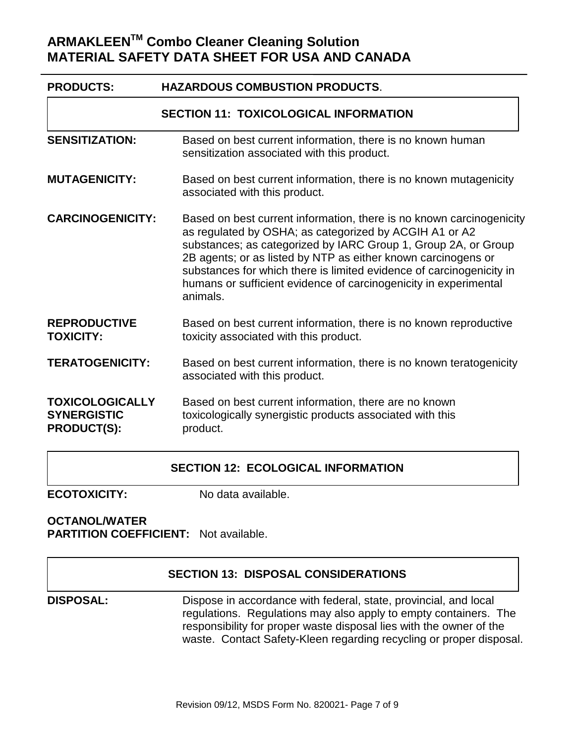**PRODUCTS: HAZARDOUS COMBUSTION PRODUCTS**.

## SECTION 11: TOXICOLOGICAL INFORMATION

**SENSITIZATION:** Based on best current information, there is no known human sensitization associated with this product.

**MUTAGENICITY:** Based on best current information, there is no known mutagenicity associated with this product.

**CARCINOGENICITY:** Based on best current information, there is no known carcinogenicity as regulated by OSHA; as categorized by ACGIH A1 or A2 substances; as categorized by IARC Group 1, Group 2A, or Group 2B agents; or as listed by NTP as either known carcinogens or substances for which there is limited evidence of carcinogenicity in humans or sufficient evidence of carcinogenicity in experimental animals.

**REPRODUCTIVE TOXICITY:** Based on best current information, there is no known reproductive toxicity associated with this product.

**TERATOGENICITY:** Based on best current information, there is no known teratogenicity associated with this product.

**TOXICOLOGICALLY SYNERGISTIC PRODUCT(S):** Based on best current information, there are no known toxicologically synergistic products associated with this product.

## SECTION 12: ECOLOGICAL INFORMATION

**ECOTOXICITY:** No data available.

**OCTANOL/WATER PARTITION COEFFICIENT:** Not available.

## SECTION 13: DISPOSAL CONSIDERATIONS

**DISPOSAL:** Dispose in accordance with federal, state, provincial, and local regulations. Regulations may also apply to empty containers. The responsibility for proper waste disposal lies with the owner of the waste. Contact Safety-Kleen regarding recycling or proper disposal.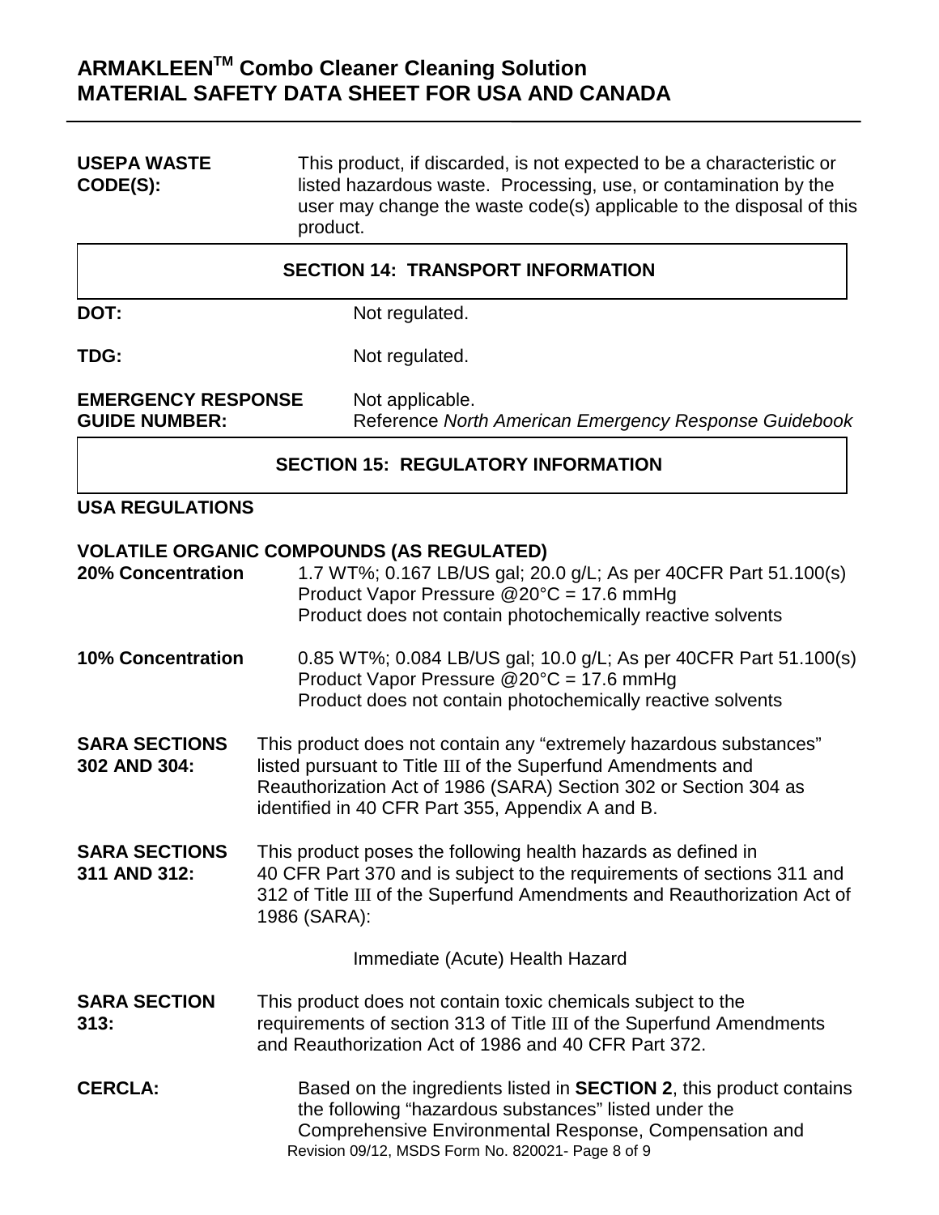**USEPA WASTE CODE(S):** This product, if discarded, is not expected to be a characteristic or listed hazardous waste. Processing, use, or contamination by the user may change the waste code(s) applicable to the disposal of this product.

## SECTION 14: TRANSPORT INFORMATION

**DOT:** Not regulated.

**TDG:** Not regulated.

**EMERGENCY RESPONSE GUIDE NUMBER:** Not applicable.
Reference *North American Emergency Response Guidebook*

## SECTION 15: REGULATORY INFORMATION

**USA REGULATIONS**

**VOLATILE ORGANIC COMPOUNDS (AS REGULATED)**

**20% Concentration** 1.7 WT%; 0.167 LB/US gal; 20.0 g/L; As per 40CFR Part 51.100(s)
Product Vapor Pressure @20°C = 17.6 mmHg
Product does not contain photochemically reactive solvents

**10% Concentration** 0.85 WT%; 0.084 LB/US gal; 10.0 g/L; As per 40CFR Part 51.100(s)
Product Vapor Pressure @20°C = 17.6 mmHg
Product does not contain photochemically reactive solvents

**SARA SECTIONS 302 AND 304:** This product does not contain any “extremely hazardous substances” listed pursuant to Title III of the Superfund Amendments and Reauthorization Act of 1986 (SARA) Section 302 or Section 304 as identified in 40 CFR Part 355, Appendix A and B.

**SARA SECTIONS 311 AND 312:** This product poses the following health hazards as defined in 40 CFR Part 370 and is subject to the requirements of sections 311 and 312 of Title III of the Superfund Amendments and Reauthorization Act of 1986 (SARA):

Immediate (Acute) Health Hazard

**SARA SECTION 313:** This product does not contain toxic chemicals subject to the requirements of section 313 of Title III of the Superfund Amendments and Reauthorization Act of 1986 and 40 CFR Part 372.

**CERCLA:** Based on the ingredients listed in **SECTION 2**, this product contains the following “hazardous substances” listed under the Comprehensive Environmental Response, Compensation and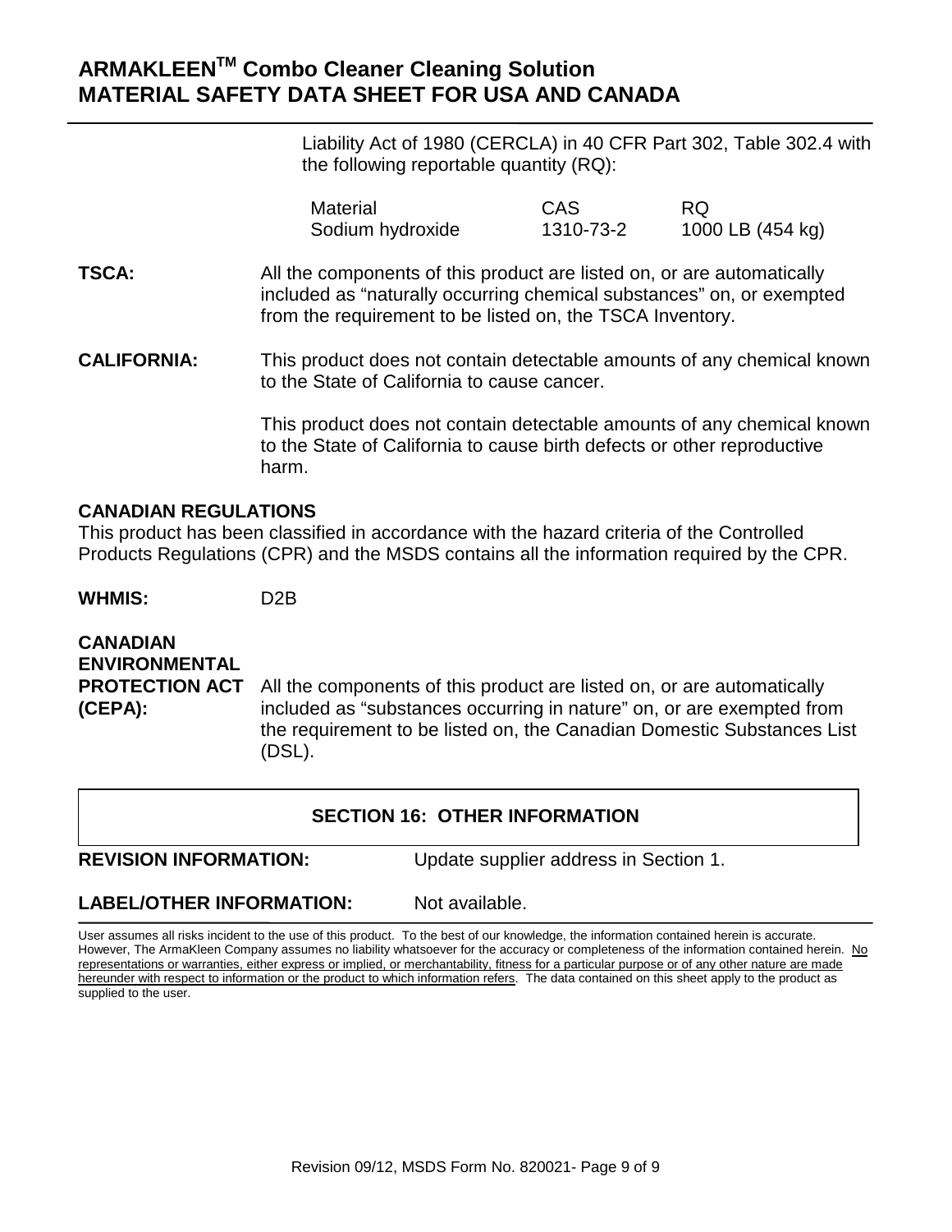Liability Act of 1980 (CERCLA) in 40 CFR Part 302, Table 302.4 with the following reportable quantity (RQ):

| Material | CAS | RQ |
|---|---|---|
| Sodium hydroxide | 1310-73-2 | 1000 LB (454 kg) |

**TSCA:** All the components of this product are listed on, or are automatically included as "naturally occurring chemical substances" on, or exempted from the requirement to be listed on, the TSCA Inventory.

**CALIFORNIA:** This product does not contain detectable amounts of any chemical known to the State of California to cause cancer.

This product does not contain detectable amounts of any chemical known to the State of California to cause birth defects or other reproductive harm.

**CANADIAN REGULATIONS**

This product has been classified in accordance with the hazard criteria of the Controlled Products Regulations (CPR) and the MSDS contains all the information required by the CPR.

**WHMIS:** D2B

**CANADIAN ENVIRONMENTAL PROTECTION ACT (CEPA):** All the components of this product are listed on, or are automatically included as "substances occurring in nature" on, or are exempted from the requirement to be listed on, the Canadian Domestic Substances List (DSL).

## SECTION 16: OTHER INFORMATION

**REVISION INFORMATION:** Update supplier address in Section 1.

**LABEL/OTHER INFORMATION:** Not available.

User assumes all risks incident to the use of this product. To the best of our knowledge, the information contained herein is accurate. However, The ArmaKleen Company assumes no liability whatsoever for the accuracy or completeness of the information contained herein. No representations or warranties, either express or implied, or merchantability, fitness for a particular purpose or of any other nature are made hereunder with respect to information or the product to which information refers. The data contained on this sheet apply to the product as supplied to the user.

Revision 09/12, MSDS Form No. 820021